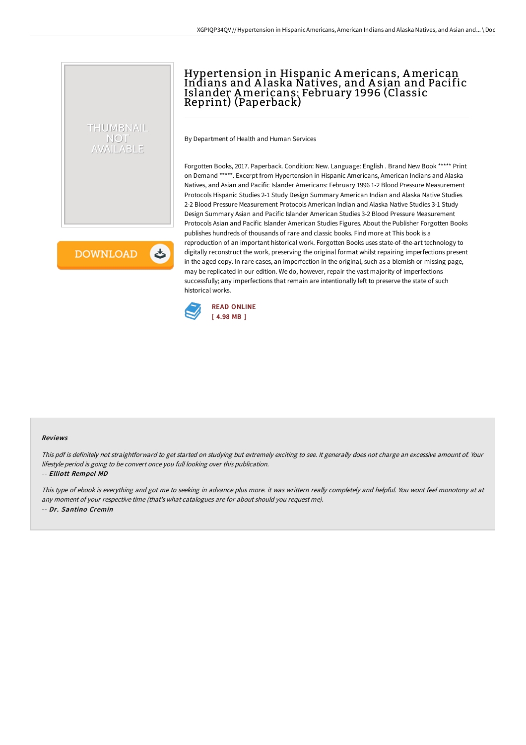# Hypertension in Hispanic Americans, American Indians and Alaska Natives, and Asian and Pacific Islander Americans: February 1996 (Classic Reprint) (Paperback)

By Department of Health and Human Services

Forgotten Books, 2017. Paperback. Condition: New. Language: English . Brand New Book ***** Print on Demand *****. Excerpt from Hypertension in Hispanic Americans, American Indians and Alaska Natives, and Asian and Pacific Islander Americans: February 1996 1-2 Blood Pressure Measurement Protocols Hispanic Studies 2-1 Study Design Summary American Indian and Alaska Native Studies 2-2 Blood Pressure Measurement Protocols American Indian and Alaska Native Studies 3-1 Study Design Summary Asian and Pacific Islander American Studies 3-2 Blood Pressure Measurement Protocols Asian and Pacific Islander American Studies Figures. About the Publisher Forgotten Books publishes hundreds of thousands of rare and classic books. Find more at This book is a reproduction of an important historical work. Forgotten Books uses state-of-the-art technology to digitally reconstruct the work, preserving the original format whilst repairing imperfections present in the aged copy. In rare cases, an imperfection in the original, such as a blemish or missing page, may be replicated in our edition. We do, however, repair the vast majority of imperfections successfully; any imperfections that remain are intentionally left to preserve the state of such historical works.

READ ONLINE
[ 4.98 MB ]

### Reviews

*This pdf is definitely not straightforward to get started on studying but extremely exciting to see. It generally does not charge an excessive amount of. Your lifestyle period is going to be convert once you full looking over this publication.*

-- *Elliott Rempel MD*

*This type of ebook is everything and got me to seeking in advance plus more. it was writtern really completely and helpful. You wont feel monotony at at any moment of your respective time (that's what catalogues are for about should you request me).*

-- *Dr. Santino Cremin*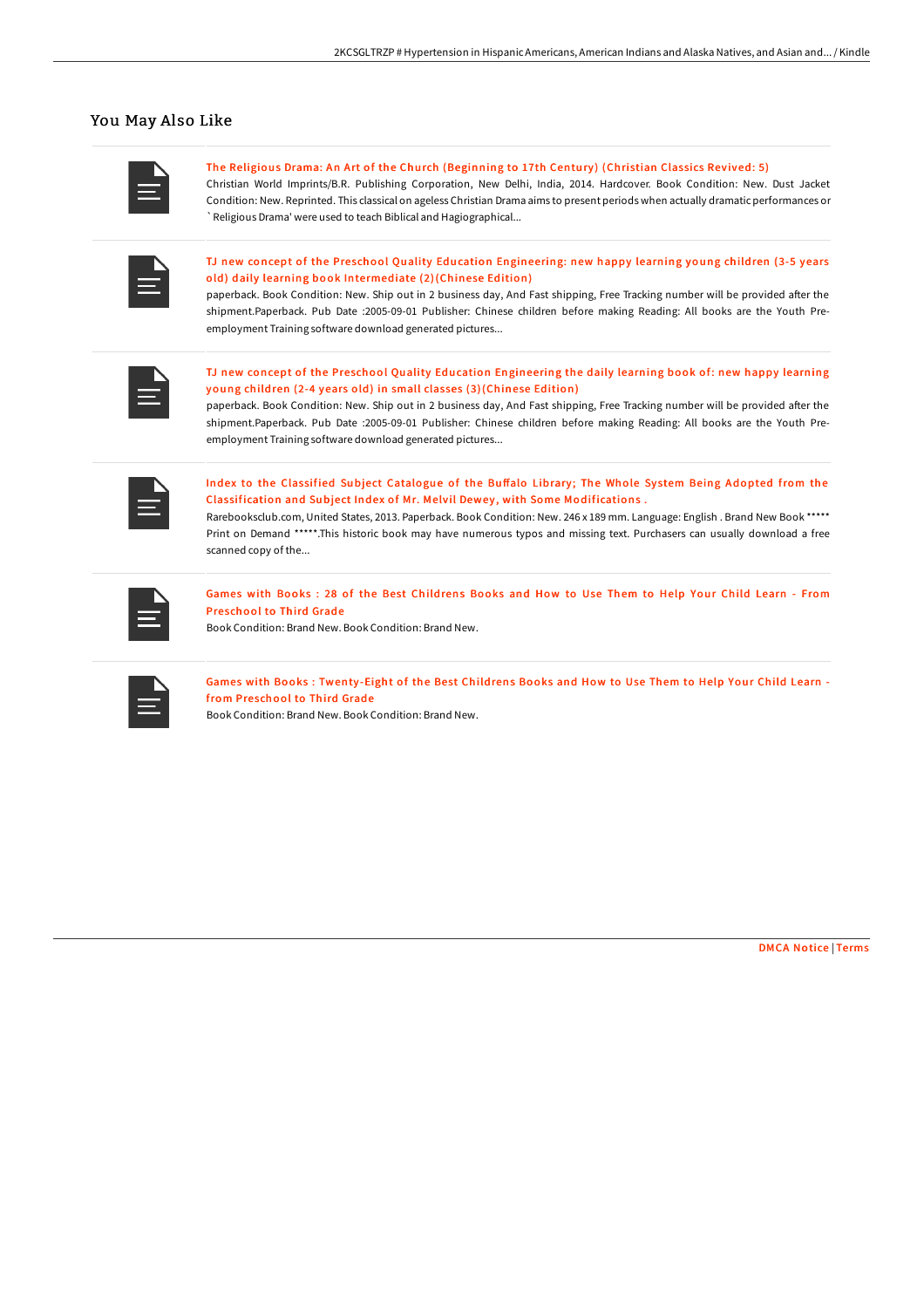## You May Also Like

**The Religious Drama: An Art of the Church (Beginning to 17th Century) (Christian Classics Revived: 5)**

Christian World Imprints/B.R. Publishing Corporation, New Delhi, India, 2014. Hardcover. Book Condition: New. Dust Jacket Condition: New. Reprinted. This classical on ageless Christian Drama aims to present periods when actually dramatic performances or `Religious Drama' were used to teach Biblical and Hagiographical...

**TJ new concept of the Preschool Quality Education Engineering: new happy learning young children (3-5 years old) daily learning book Intermediate (2)(Chinese Edition)**

paperback. Book Condition: New. Ship out in 2 business day, And Fast shipping, Free Tracking number will be provided after the shipment.Paperback. Pub Date :2005-09-01 Publisher: Chinese children before making Reading: All books are the Youth Pre-employment Training software download generated pictures...

**TJ new concept of the Preschool Quality Education Engineering the daily learning book of: new happy learning young children (2-4 years old) in small classes (3)(Chinese Edition)**

paperback. Book Condition: New. Ship out in 2 business day, And Fast shipping, Free Tracking number will be provided after the shipment.Paperback. Pub Date :2005-09-01 Publisher: Chinese children before making Reading: All books are the Youth Pre-employment Training software download generated pictures...

**Index to the Classified Subject Catalogue of the Buffalo Library; The Whole System Being Adopted from the Classification and Subject Index of Mr. Melvil Dewey, with Some Modifications .**

Rarebooksclub.com, United States, 2013. Paperback. Book Condition: New. 246 x 189 mm. Language: English . Brand New Book ***** Print on Demand *****.This historic book may have numerous typos and missing text. Purchasers can usually download a free scanned copy of the...

**Games with Books : 28 of the Best Childrens Books and How to Use Them to Help Your Child Learn - From Preschool to Third Grade**

Book Condition: Brand New. Book Condition: Brand New.

**Games with Books : Twenty-Eight of the Best Childrens Books and How to Use Them to Help Your Child Learn - from Preschool to Third Grade**

Book Condition: Brand New. Book Condition: Brand New.